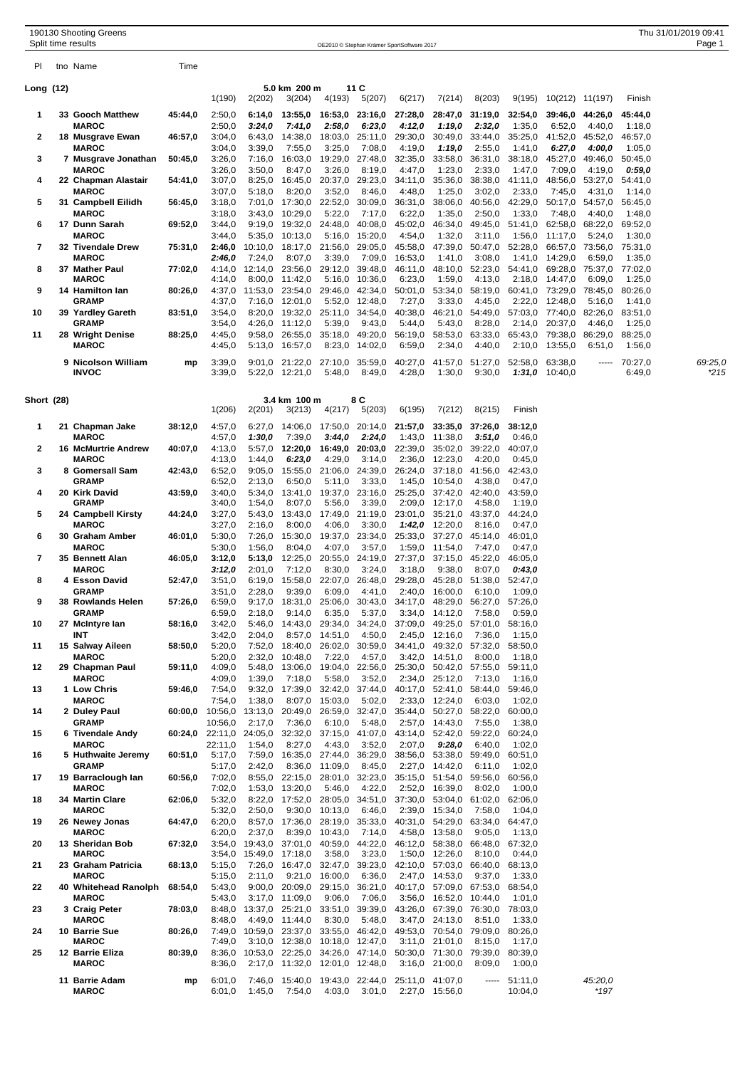190130 Shooting Greens
Split time results

OE2010 © Stephan Krämer SportSoftware 2017

Thu 31/01/2019 09:41

| Pl | tno | Name | Time | | | | | | | | | | | | | |
|---|---|---|---|---|---|---|---|---|---|---|---|---|---|---|---|---|

## Long (12) — 5.0 km 200 m 11 C

| Pl | tno | Name | Time | 1(190) | 2(202) | 3(204) | 4(193) | 5(207) | 6(217) | 7(214) | 8(203) | 9(195) | 10(212) | 11(197) | Finish | |
|---|---|---|---|---|---|---|---|---|---|---|---|---|---|---|---|---|
| 1 | 33 | **Gooch Matthew** | **45:44,0** | 2:50,0 | **6:14,0** | **13:55,0** | **16:53,0** | **23:16,0** | **27:28,0** | **28:47,0** | **31:19,0** | **32:54,0** | **39:46,0** | **44:26,0** | **45:44,0** | |
| | | **MAROC** | | 2:50,0 | ***3:24,0*** | ***7:41,0*** | ***2:58,0*** | ***6:23,0*** | ***4:12,0*** | ***1:19,0*** | ***2:32,0*** | 1:35,0 | 6:52,0 | 4:40,0 | 1:18,0 | |
| 2 | 18 | **Musgrave Ewan** | **46:57,0** | 3:04,0 | 6:43,0 | 14:38,0 | 18:03,0 | 25:11,0 | 29:30,0 | 30:49,0 | 33:44,0 | 35:25,0 | 41:52,0 | 45:52,0 | 46:57,0 | |
| | | **MAROC** | | 3:04,0 | 3:39,0 | 7:55,0 | 3:25,0 | 7:08,0 | 4:19,0 | ***1:19,0*** | 2:55,0 | 1:41,0 | ***6:27,0*** | ***4:00,0*** | 1:05,0 | |
| 3 | 7 | **Musgrave Jonathan** | **50:45,0** | 3:26,0 | 7:16,0 | 16:03,0 | 19:29,0 | 27:48,0 | 32:35,0 | 33:58,0 | 36:31,0 | 38:18,0 | 45:27,0 | 49:46,0 | 50:45,0 | |
| | | **MAROC** | | 3:26,0 | 3:50,0 | 8:47,0 | 3:26,0 | 8:19,0 | 4:47,0 | 1:23,0 | 2:33,0 | 1:47,0 | 7:09,0 | 4:19,0 | ***0:59,0*** | |
| 4 | 22 | **Chapman Alastair** | **54:41,0** | 3:07,0 | 8:25,0 | 16:45,0 | 20:37,0 | 29:23,0 | 34:11,0 | 35:36,0 | 38:38,0 | 41:11,0 | 48:56,0 | 53:27,0 | 54:41,0 | |
| | | **MAROC** | | 3:07,0 | 5:18,0 | 8:20,0 | 3:52,0 | 8:46,0 | 4:48,0 | 1:25,0 | 3:02,0 | 2:33,0 | 7:45,0 | 4:31,0 | 1:14,0 | |
| 5 | 31 | **Campbell Eilidh** | **56:45,0** | 3:18,0 | 7:01,0 | 17:30,0 | 22:52,0 | 30:09,0 | 36:31,0 | 38:06,0 | 40:56,0 | 42:29,0 | 50:17,0 | 54:57,0 | 56:45,0 | |
| | | **MAROC** | | 3:18,0 | 3:43,0 | 10:29,0 | 5:22,0 | 7:17,0 | 6:22,0 | 1:35,0 | 2:50,0 | 1:33,0 | 7:48,0 | 4:40,0 | 1:48,0 | |
| 6 | 17 | **Dunn Sarah** | **69:52,0** | 3:44,0 | 9:19,0 | 19:32,0 | 24:48,0 | 40:08,0 | 45:02,0 | 46:34,0 | 49:45,0 | 51:41,0 | 62:58,0 | 68:22,0 | 69:52,0 | |
| | | **MAROC** | | 3:44,0 | 5:35,0 | 10:13,0 | 5:16,0 | 15:20,0 | 4:54,0 | 1:32,0 | 3:11,0 | 1:56,0 | 11:17,0 | 5:24,0 | 1:30,0 | |
| 7 | 32 | **Tivendale Drew** | **75:31,0** | **2:46,0** | 10:10,0 | 18:17,0 | 21:56,0 | 29:05,0 | 45:58,0 | 47:39,0 | 50:47,0 | 52:28,0 | 66:57,0 | 73:56,0 | 75:31,0 | |
| | | **MAROC** | | ***2:46,0*** | 7:24,0 | 8:07,0 | 3:39,0 | 7:09,0 | 16:53,0 | 1:41,0 | 3:08,0 | 1:41,0 | 14:29,0 | 6:59,0 | 1:35,0 | |
| 8 | 37 | **Mather Paul** | **77:02,0** | 4:14,0 | 12:14,0 | 23:56,0 | 29:12,0 | 39:48,0 | 46:11,0 | 48:10,0 | 52:23,0 | 54:41,0 | 69:28,0 | 75:37,0 | 77:02,0 | |
| | | **MAROC** | | 4:14,0 | 8:00,0 | 11:42,0 | 5:16,0 | 10:36,0 | 6:23,0 | 1:59,0 | 4:13,0 | 2:18,0 | 14:47,0 | 6:09,0 | 1:25,0 | |
| 9 | 14 | **Hamilton Ian** | **80:26,0** | 4:37,0 | 11:53,0 | 23:54,0 | 29:46,0 | 42:34,0 | 50:01,0 | 53:34,0 | 58:19,0 | 60:41,0 | 73:29,0 | 78:45,0 | 80:26,0 | |
| | | **GRAMP** | | 4:37,0 | 7:16,0 | 12:01,0 | 5:52,0 | 12:48,0 | 7:27,0 | 3:33,0 | 4:45,0 | 2:22,0 | 12:48,0 | 5:16,0 | 1:41,0 | |
| 10 | 39 | **Yardley Gareth** | **83:51,0** | 3:54,0 | 8:20,0 | 19:32,0 | 25:11,0 | 34:54,0 | 40:38,0 | 46:21,0 | 54:49,0 | 57:03,0 | 77:40,0 | 82:26,0 | 83:51,0 | |
| | | **GRAMP** | | 3:54,0 | 4:26,0 | 11:12,0 | 5:39,0 | 9:43,0 | 5:44,0 | 5:43,0 | 8:28,0 | 2:14,0 | 20:37,0 | 4:46,0 | 1:25,0 | |
| 11 | 28 | **Wright Denise** | **88:25,0** | 4:45,0 | 9:58,0 | 26:55,0 | 35:18,0 | 49:20,0 | 56:19,0 | 58:53,0 | 63:33,0 | 65:43,0 | 79:38,0 | 86:29,0 | 88:25,0 | |
| | | **MAROC** | | 4:45,0 | 5:13,0 | 16:57,0 | 8:23,0 | 14:02,0 | 6:59,0 | 2:34,0 | 4:40,0 | 2:10,0 | 13:55,0 | 6:51,0 | 1:56,0 | |
| | 9 | **Nicolson William** | **mp** | 3:39,0 | 9:01,0 | 21:22,0 | 27:10,0 | 35:59,0 | 40:27,0 | 41:57,0 | 51:27,0 | 52:58,0 | 63:38,0 | ----- | 70:27,0 | *69:25,0* |
| | | **INVOC** | | 3:39,0 | 5:22,0 | 12:21,0 | 5:48,0 | 8:49,0 | 4:28,0 | 1:30,0 | 9:30,0 | ***1:31,0*** | 10:40,0 | | 6:49,0 | **215* |

## Short (28) — 3.4 km 100 m 8 C

| Pl | tno | Name | Time | 1(206) | 2(201) | 3(213) | 4(217) | 5(203) | 6(195) | 7(212) | 8(215) | Finish | | |
|---|---|---|---|---|---|---|---|---|---|---|---|---|---|---|
| 1 | 21 | **Chapman Jake** | **38:12,0** | 4:57,0 | 6:27,0 | 14:06,0 | 17:50,0 | 20:14,0 | **21:57,0** | **33:35,0** | **37:26,0** | **38:12,0** | | |
| | | **MAROC** | | 4:57,0 | ***1:30,0*** | 7:39,0 | ***3:44,0*** | ***2:24,0*** | 1:43,0 | 11:38,0 | ***3:51,0*** | 0:46,0 | | |
| 2 | 16 | **McMurtrie Andrew** | **40:07,0** | 4:13,0 | 5:57,0 | **12:20,0** | **16:49,0** | **20:03,0** | 22:39,0 | 35:02,0 | 39:22,0 | 40:07,0 | | |
| | | **MAROC** | | 4:13,0 | 1:44,0 | ***6:23,0*** | 4:29,0 | 3:14,0 | 2:36,0 | 12:23,0 | 4:20,0 | 0:45,0 | | |
| 3 | 8 | **Gomersall Sam** | **42:43,0** | 6:52,0 | 9:05,0 | 15:55,0 | 21:06,0 | 24:39,0 | 26:24,0 | 37:18,0 | 41:56,0 | 42:43,0 | | |
| | | **GRAMP** | | 6:52,0 | 2:13,0 | 6:50,0 | 5:11,0 | 3:33,0 | 1:45,0 | 10:54,0 | 4:38,0 | 0:47,0 | | |
| 4 | 20 | **Kirk David** | **43:59,0** | 3:40,0 | 5:34,0 | 13:41,0 | 19:37,0 | 23:16,0 | 25:25,0 | 37:42,0 | 42:40,0 | 43:59,0 | | |
| | | **GRAMP** | | 3:40,0 | 1:54,0 | 8:07,0 | 5:56,0 | 3:39,0 | 2:09,0 | 12:17,0 | 4:58,0 | 1:19,0 | | |
| 5 | 24 | **Campbell Kirsty** | **44:24,0** | 3:27,0 | 5:43,0 | 13:43,0 | 17:49,0 | 21:19,0 | 23:01,0 | 35:21,0 | 43:37,0 | 44:24,0 | | |
| | | **MAROC** | | 3:27,0 | 2:16,0 | 8:00,0 | 4:06,0 | 3:30,0 | ***1:42,0*** | 12:20,0 | 8:16,0 | 0:47,0 | | |
| 6 | 30 | **Graham Amber** | **46:01,0** | 5:30,0 | 7:26,0 | 15:30,0 | 19:37,0 | 23:34,0 | 25:33,0 | 37:27,0 | 45:14,0 | 46:01,0 | | |
| | | **MAROC** | | 5:30,0 | 1:56,0 | 8:04,0 | 4:07,0 | 3:57,0 | 1:59,0 | 11:54,0 | 7:47,0 | 0:47,0 | | |
| 7 | 35 | **Bennett Alan** | **46:05,0** | **3:12,0** | **5:13,0** | 12:25,0 | 20:55,0 | 24:19,0 | 27:37,0 | 37:15,0 | 45:22,0 | 46:05,0 | | |
| | | **MAROC** | | ***3:12,0*** | 2:01,0 | 7:12,0 | 8:30,0 | 3:24,0 | 3:18,0 | 9:38,0 | 8:07,0 | ***0:43,0*** | | |
| 8 | 4 | **Esson David** | **52:47,0** | 3:51,0 | 6:19,0 | 15:58,0 | 22:07,0 | 26:48,0 | 29:28,0 | 45:28,0 | 51:38,0 | 52:47,0 | | |
| | | **GRAMP** | | 3:51,0 | 2:28,0 | 9:39,0 | 6:09,0 | 4:41,0 | 2:40,0 | 16:00,0 | 6:10,0 | 1:09,0 | | |
| 9 | 38 | **Rowlands Helen** | **57:26,0** | 6:59,0 | 9:17,0 | 18:31,0 | 25:06,0 | 30:43,0 | 34:17,0 | 48:29,0 | 56:27,0 | 57:26,0 | | |
| | | **GRAMP** | | 6:59,0 | 2:18,0 | 9:14,0 | 6:35,0 | 5:37,0 | 3:34,0 | 14:12,0 | 7:58,0 | 0:59,0 | | |
| 10 | 27 | **McIntyre Ian** | **58:16,0** | 3:42,0 | 5:46,0 | 14:43,0 | 29:34,0 | 34:24,0 | 37:09,0 | 49:25,0 | 57:01,0 | 58:16,0 | | |
| | | **INT** | | 3:42,0 | 2:04,0 | 8:57,0 | 14:51,0 | 4:50,0 | 2:45,0 | 12:16,0 | 7:36,0 | 1:15,0 | | |
| 11 | 15 | **Salway Aileen** | **58:50,0** | 5:20,0 | 7:52,0 | 18:40,0 | 26:02,0 | 30:59,0 | 34:41,0 | 49:32,0 | 57:32,0 | 58:50,0 | | |
| | | **MAROC** | | 5:20,0 | 2:32,0 | 10:48,0 | 7:22,0 | 4:57,0 | 3:42,0 | 14:51,0 | 8:00,0 | 1:18,0 | | |
| 12 | 29 | **Chapman Paul** | **59:11,0** | 4:09,0 | 5:48,0 | 13:06,0 | 19:04,0 | 22:56,0 | 25:30,0 | 50:42,0 | 57:55,0 | 59:11,0 | | |
| | | **MAROC** | | 4:09,0 | 1:39,0 | 7:18,0 | 5:58,0 | 3:52,0 | 2:34,0 | 25:12,0 | 7:13,0 | 1:16,0 | | |
| 13 | 1 | **Low Chris** | **59:46,0** | 7:54,0 | 9:32,0 | 17:39,0 | 32:42,0 | 37:44,0 | 40:17,0 | 52:41,0 | 58:44,0 | 59:46,0 | | |
| | | **MAROC** | | 7:54,0 | 1:38,0 | 8:07,0 | 15:03,0 | 5:02,0 | 2:33,0 | 12:24,0 | 6:03,0 | 1:02,0 | | |
| 14 | 2 | **Duley Paul** | **60:00,0** | 10:56,0 | 13:13,0 | 20:49,0 | 26:59,0 | 32:47,0 | 35:44,0 | 50:27,0 | 58:22,0 | 60:00,0 | | |
| | | **GRAMP** | | 10:56,0 | 2:17,0 | 7:36,0 | 6:10,0 | 5:48,0 | 2:57,0 | 14:43,0 | 7:55,0 | 1:38,0 | | |
| 15 | 6 | **Tivendale Andy** | **60:24,0** | 22:11,0 | 24:05,0 | 32:32,0 | 37:15,0 | 41:07,0 | 43:14,0 | 52:42,0 | 59:22,0 | 60:24,0 | | |
| | | **MAROC** | | 22:11,0 | 1:54,0 | 8:27,0 | 4:43,0 | 3:52,0 | 2:07,0 | ***9:28,0*** | 6:40,0 | 1:02,0 | | |
| 16 | 5 | **Huthwaite Jeremy** | **60:51,0** | 5:17,0 | 7:59,0 | 16:35,0 | 27:44,0 | 36:29,0 | 38:56,0 | 53:38,0 | 59:49,0 | 60:51,0 | | |
| | | **GRAMP** | | 5:17,0 | 2:42,0 | 8:36,0 | 11:09,0 | 8:45,0 | 2:27,0 | 14:42,0 | 6:11,0 | 1:02,0 | | |
| 17 | 19 | **Barraclough Ian** | **60:56,0** | 7:02,0 | 8:55,0 | 22:15,0 | 28:01,0 | 32:23,0 | 35:15,0 | 51:54,0 | 59:56,0 | 60:56,0 | | |
| | | **MAROC** | | 7:02,0 | 1:53,0 | 13:20,0 | 5:46,0 | 4:22,0 | 2:52,0 | 16:39,0 | 8:02,0 | 1:00,0 | | |
| 18 | 34 | **Martin Clare** | **62:06,0** | 5:32,0 | 8:22,0 | 17:52,0 | 28:05,0 | 34:51,0 | 37:30,0 | 53:04,0 | 61:02,0 | 62:06,0 | | |
| | | **MAROC** | | 5:32,0 | 2:50,0 | 9:30,0 | 10:13,0 | 6:46,0 | 2:39,0 | 15:34,0 | 7:58,0 | 1:04,0 | | |
| 19 | 26 | **Newey Jonas** | **64:47,0** | 6:20,0 | 8:57,0 | 17:36,0 | 28:19,0 | 35:33,0 | 40:31,0 | 54:29,0 | 63:34,0 | 64:47,0 | | |
| | | **MAROC** | | 6:20,0 | 2:37,0 | 8:39,0 | 10:43,0 | 7:14,0 | 4:58,0 | 13:58,0 | 9:05,0 | 1:13,0 | | |
| 20 | 13 | **Sheridan Bob** | **67:32,0** | 3:54,0 | 19:43,0 | 37:01,0 | 40:59,0 | 44:22,0 | 46:12,0 | 58:38,0 | 66:48,0 | 67:32,0 | | |
| | | **MAROC** | | 3:54,0 | 15:49,0 | 17:18,0 | 3:58,0 | 3:23,0 | 1:50,0 | 12:26,0 | 8:10,0 | 0:44,0 | | |
| 21 | 23 | **Graham Patricia** | **68:13,0** | 5:15,0 | 7:26,0 | 16:47,0 | 32:47,0 | 39:23,0 | 42:10,0 | 57:03,0 | 66:40,0 | 68:13,0 | | |
| | | **MAROC** | | 5:15,0 | 2:11,0 | 9:21,0 | 16:00,0 | 6:36,0 | 2:47,0 | 14:53,0 | 9:37,0 | 1:33,0 | | |
| 22 | 40 | **Whitehead Ranolph** | **68:54,0** | 5:43,0 | 9:00,0 | 20:09,0 | 29:15,0 | 36:21,0 | 40:17,0 | 57:09,0 | 67:53,0 | 68:54,0 | | |
| | | **MAROC** | | 5:43,0 | 3:17,0 | 11:09,0 | 9:06,0 | 7:06,0 | 3:56,0 | 16:52,0 | 10:44,0 | 1:01,0 | | |
| 23 | 3 | **Craig Peter** | **78:03,0** | 8:48,0 | 13:37,0 | 25:21,0 | 33:51,0 | 39:39,0 | 43:26,0 | 67:39,0 | 76:30,0 | 78:03,0 | | |
| | | **MAROC** | | 8:48,0 | 4:49,0 | 11:44,0 | 8:30,0 | 5:48,0 | 3:47,0 | 24:13,0 | 8:51,0 | 1:33,0 | | |
| 24 | 10 | **Barrie Sue** | **80:26,0** | 7:49,0 | 10:59,0 | 23:37,0 | 33:55,0 | 46:42,0 | 49:53,0 | 70:54,0 | 79:09,0 | 80:26,0 | | |
| | | **MAROC** | | 7:49,0 | 3:10,0 | 12:38,0 | 10:18,0 | 12:47,0 | 3:11,0 | 21:01,0 | 8:15,0 | 1:17,0 | | |
| 25 | 12 | **Barrie Eliza** | **80:39,0** | 8:36,0 | 10:53,0 | 22:25,0 | 34:26,0 | 47:14,0 | 50:30,0 | 71:30,0 | 79:39,0 | 80:39,0 | | |
| | | **MAROC** | | 8:36,0 | 2:17,0 | 11:32,0 | 12:01,0 | 12:48,0 | 3:16,0 | 21:00,0 | 8:09,0 | 1:00,0 | | |
| | 11 | **Barrie Adam** | **mp** | 6:01,0 | 7:46,0 | 15:40,0 | 19:43,0 | 22:44,0 | 25:11,0 | 41:07,0 | ----- | 51:11,0 | | *45:20,0* |
| | | **MAROC** | | 6:01,0 | 1:45,0 | 7:54,0 | 4:03,0 | 3:01,0 | 2:27,0 | 15:56,0 | | 10:04,0 | | **197* |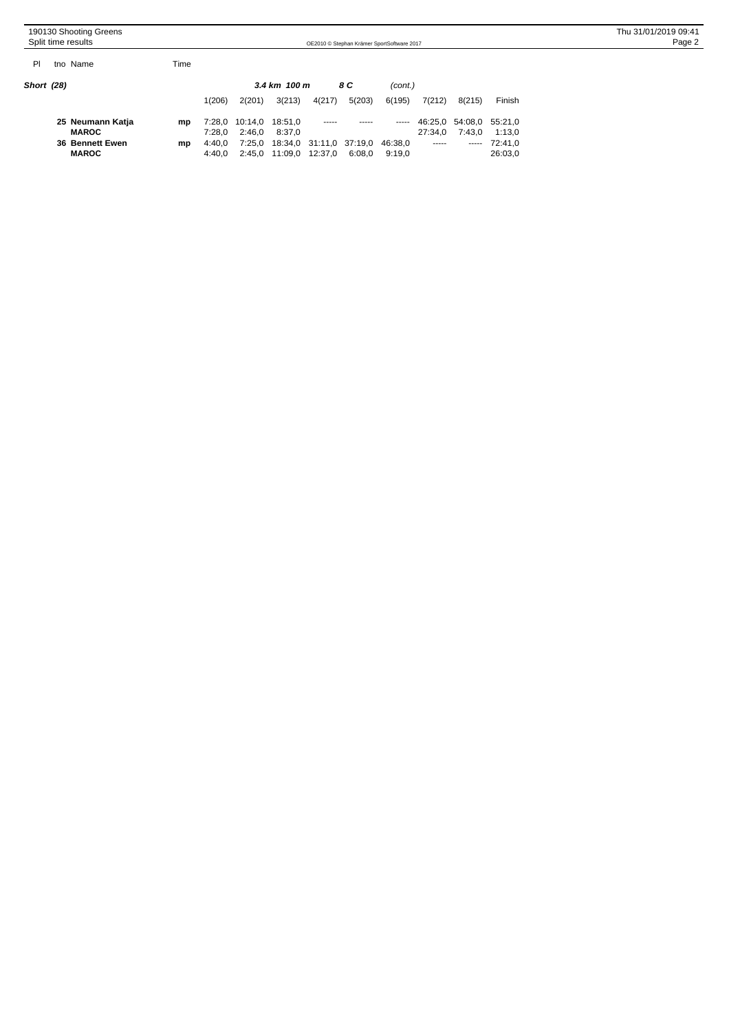| Pl | tno Name | Time | 1(206) | 2(201) | 3(213) | 4(217) | 5(203) | 6(195) | 7(212) | 8(215) | Finish |
|---|---|---|---|---|---|---|---|---|---|---|---|
| ***Short (28)*** | | | | | *3.4 km 100 m* | | *8 C* | *(cont.)* | | | |
| | **25 Neumann Katja** | **mp** | 7:28,0 | 10:14,0 | 18:51,0 | ----- | ----- | ----- | 46:25,0 | 54:08,0 | 55:21,0 |
| | **MAROC** | | 7:28,0 | 2:46,0 | 8:37,0 | | | | 27:34,0 | 7:43,0 | 1:13,0 |
| | **36 Bennett Ewen** | **mp** | 4:40,0 | 7:25,0 | 18:34,0 | 31:11,0 | 37:19,0 | 46:38,0 | ----- | ----- | 72:41,0 |
| | **MAROC** | | 4:40,0 | 2:45,0 | 11:09,0 | 12:37,0 | 6:08,0 | 9:19,0 | | | 26:03,0 |